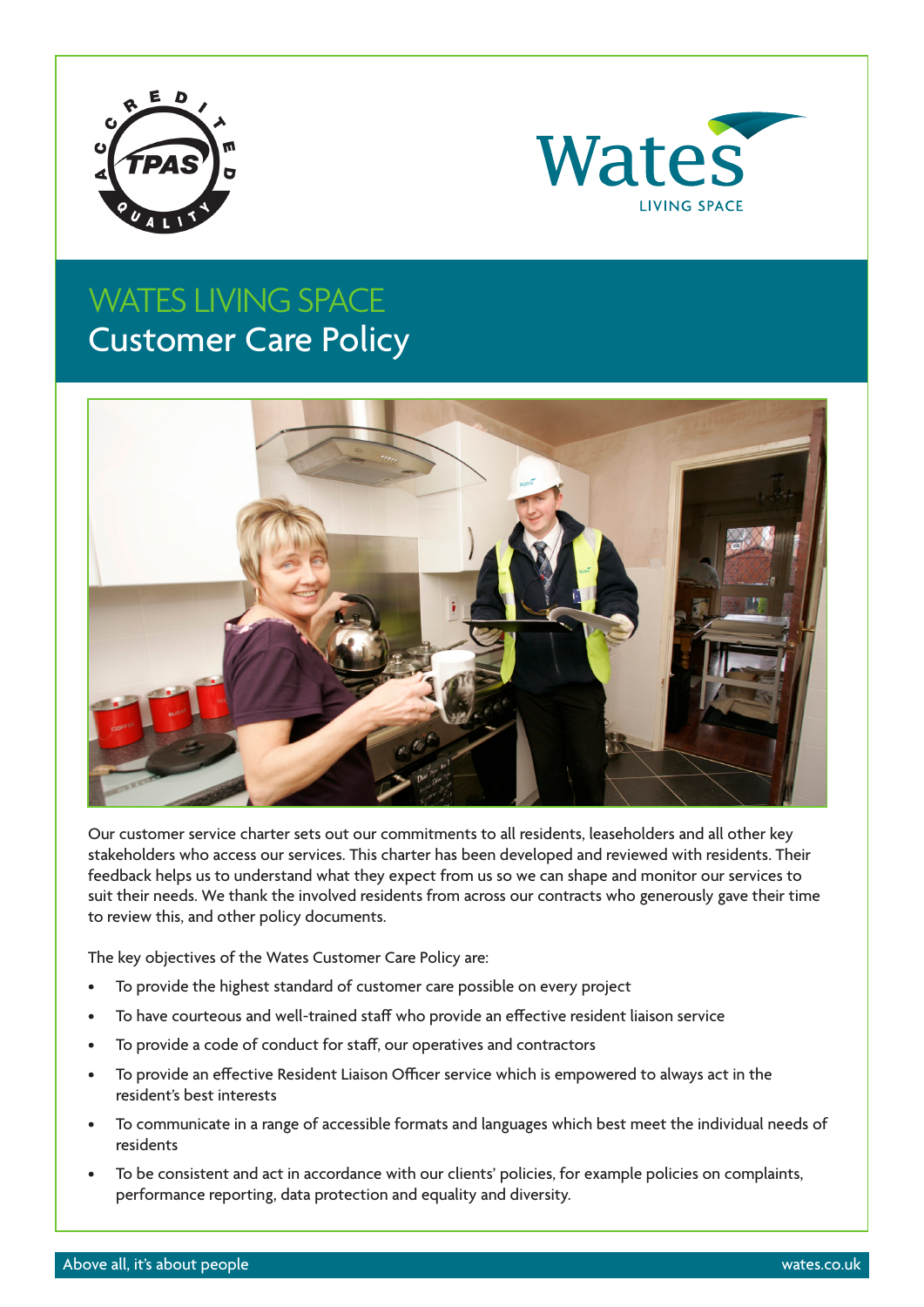# WATES LIVING SPACE
## Customer Care Policy

Our customer service charter sets out our commitments to all residents, leaseholders and all other key stakeholders who access our services. This charter has been developed and reviewed with residents. Their feedback helps us to understand what they expect from us so we can shape and monitor our services to suit their needs. We thank the involved residents from across our contracts who generously gave their time to review this, and other policy documents.

The key objectives of the Wates Customer Care Policy are:

- To provide the highest standard of customer care possible on every project
- To have courteous and well-trained staff who provide an effective resident liaison service
- To provide a code of conduct for staff, our operatives and contractors
- To provide an effective Resident Liaison Officer service which is empowered to always act in the resident's best interests
- To communicate in a range of accessible formats and languages which best meet the individual needs of residents
- To be consistent and act in accordance with our clients' policies, for example policies on complaints, performance reporting, data protection and equality and diversity.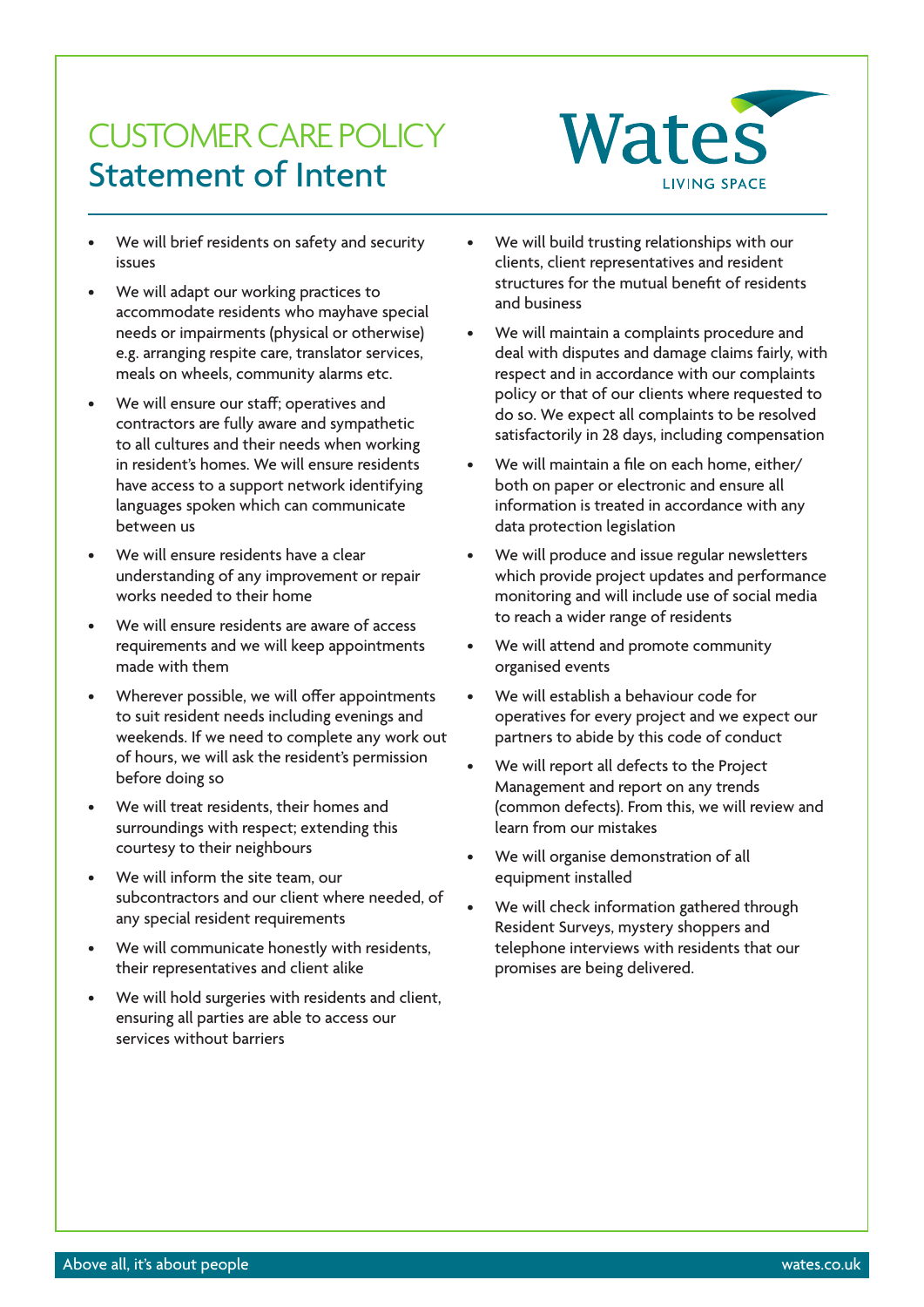# CUSTOMER CARE POLICY

## Statement of Intent

- We will brief residents on safety and security issues
- We will adapt our working practices to accommodate residents who mayhave special needs or impairments (physical or otherwise) e.g. arranging respite care, translator services, meals on wheels, community alarms etc.
- We will ensure our staff; operatives and contractors are fully aware and sympathetic to all cultures and their needs when working in resident's homes. We will ensure residents have access to a support network identifying languages spoken which can communicate between us
- We will ensure residents have a clear understanding of any improvement or repair works needed to their home
- We will ensure residents are aware of access requirements and we will keep appointments made with them
- Wherever possible, we will offer appointments to suit resident needs including evenings and weekends. If we need to complete any work out of hours, we will ask the resident's permission before doing so
- We will treat residents, their homes and surroundings with respect; extending this courtesy to their neighbours
- We will inform the site team, our subcontractors and our client where needed, of any special resident requirements
- We will communicate honestly with residents, their representatives and client alike
- We will hold surgeries with residents and client, ensuring all parties are able to access our services without barriers
- We will build trusting relationships with our clients, client representatives and resident structures for the mutual benefit of residents and business
- We will maintain a complaints procedure and deal with disputes and damage claims fairly, with respect and in accordance with our complaints policy or that of our clients where requested to do so. We expect all complaints to be resolved satisfactorily in 28 days, including compensation
- We will maintain a file on each home, either/ both on paper or electronic and ensure all information is treated in accordance with any data protection legislation
- We will produce and issue regular newsletters which provide project updates and performance monitoring and will include use of social media to reach a wider range of residents
- We will attend and promote community organised events
- We will establish a behaviour code for operatives for every project and we expect our partners to abide by this code of conduct
- We will report all defects to the Project Management and report on any trends (common defects). From this, we will review and learn from our mistakes
- We will organise demonstration of all equipment installed
- We will check information gathered through Resident Surveys, mystery shoppers and telephone interviews with residents that our promises are being delivered.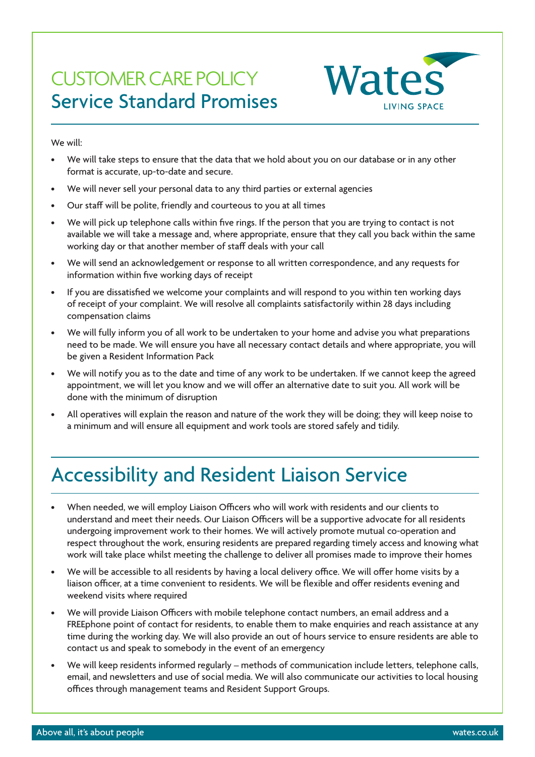# CUSTOMER CARE POLICY
## Service Standard Promises

We will:

- We will take steps to ensure that the data that we hold about you on our database or in any other format is accurate, up-to-date and secure.
- We will never sell your personal data to any third parties or external agencies
- Our staff will be polite, friendly and courteous to you at all times
- We will pick up telephone calls within five rings. If the person that you are trying to contact is not available we will take a message and, where appropriate, ensure that they call you back within the same working day or that another member of staff deals with your call
- We will send an acknowledgement or response to all written correspondence, and any requests for information within five working days of receipt
- If you are dissatisfied we welcome your complaints and will respond to you within ten working days of receipt of your complaint. We will resolve all complaints satisfactorily within 28 days including compensation claims
- We will fully inform you of all work to be undertaken to your home and advise you what preparations need to be made. We will ensure you have all necessary contact details and where appropriate, you will be given a Resident Information Pack
- We will notify you as to the date and time of any work to be undertaken. If we cannot keep the agreed appointment, we will let you know and we will offer an alternative date to suit you. All work will be done with the minimum of disruption
- All operatives will explain the reason and nature of the work they will be doing; they will keep noise to a minimum and will ensure all equipment and work tools are stored safely and tidily.

## Accessibility and Resident Liaison Service

- When needed, we will employ Liaison Officers who will work with residents and our clients to understand and meet their needs. Our Liaison Officers will be a supportive advocate for all residents undergoing improvement work to their homes. We will actively promote mutual co-operation and respect throughout the work, ensuring residents are prepared regarding timely access and knowing what work will take place whilst meeting the challenge to deliver all promises made to improve their homes
- We will be accessible to all residents by having a local delivery office. We will offer home visits by a liaison officer, at a time convenient to residents. We will be flexible and offer residents evening and weekend visits where required
- We will provide Liaison Officers with mobile telephone contact numbers, an email address and a FREEphone point of contact for residents, to enable them to make enquiries and reach assistance at any time during the working day. We will also provide an out of hours service to ensure residents are able to contact us and speak to somebody in the event of an emergency
- We will keep residents informed regularly – methods of communication include letters, telephone calls, email, and newsletters and use of social media. We will also communicate our activities to local housing offices through management teams and Resident Support Groups.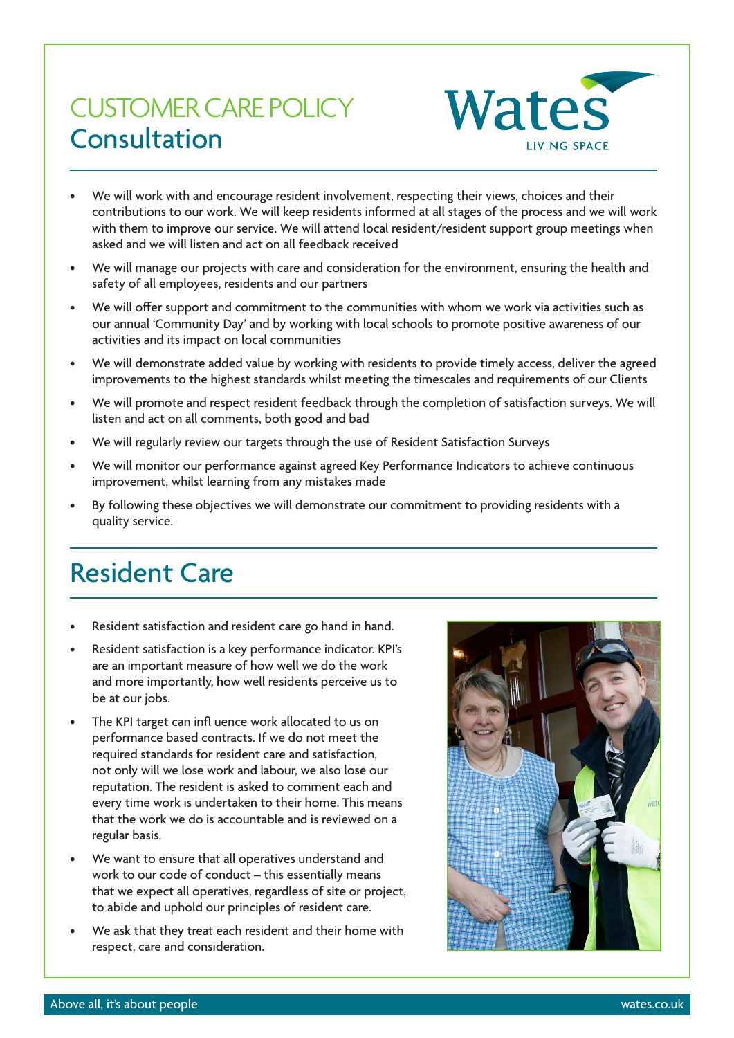# CUSTOMER CARE POLICY
## Consultation

- We will work with and encourage resident involvement, respecting their views, choices and their contributions to our work. We will keep residents informed at all stages of the process and we will work with them to improve our service. We will attend local resident/resident support group meetings when asked and we will listen and act on all feedback received
- We will manage our projects with care and consideration for the environment, ensuring the health and safety of all employees, residents and our partners
- We will offer support and commitment to the communities with whom we work via activities such as our annual 'Community Day' and by working with local schools to promote positive awareness of our activities and its impact on local communities
- We will demonstrate added value by working with residents to provide timely access, deliver the agreed improvements to the highest standards whilst meeting the timescales and requirements of our Clients
- We will promote and respect resident feedback through the completion of satisfaction surveys. We will listen and act on all comments, both good and bad
- We will regularly review our targets through the use of Resident Satisfaction Surveys
- We will monitor our performance against agreed Key Performance Indicators to achieve continuous improvement, whilst learning from any mistakes made
- By following these objectives we will demonstrate our commitment to providing residents with a quality service.

## Resident Care

- Resident satisfaction and resident care go hand in hand.
- Resident satisfaction is a key performance indicator. KPI's are an important measure of how well we do the work and more importantly, how well residents perceive us to be at our jobs.
- The KPI target can infl uence work allocated to us on performance based contracts. If we do not meet the required standards for resident care and satisfaction, not only will we lose work and labour, we also lose our reputation. The resident is asked to comment each and every time work is undertaken to their home. This means that the work we do is accountable and is reviewed on a regular basis.
- We want to ensure that all operatives understand and work to our code of conduct – this essentially means that we expect all operatives, regardless of site or project, to abide and uphold our principles of resident care.
- We ask that they treat each resident and their home with respect, care and consideration.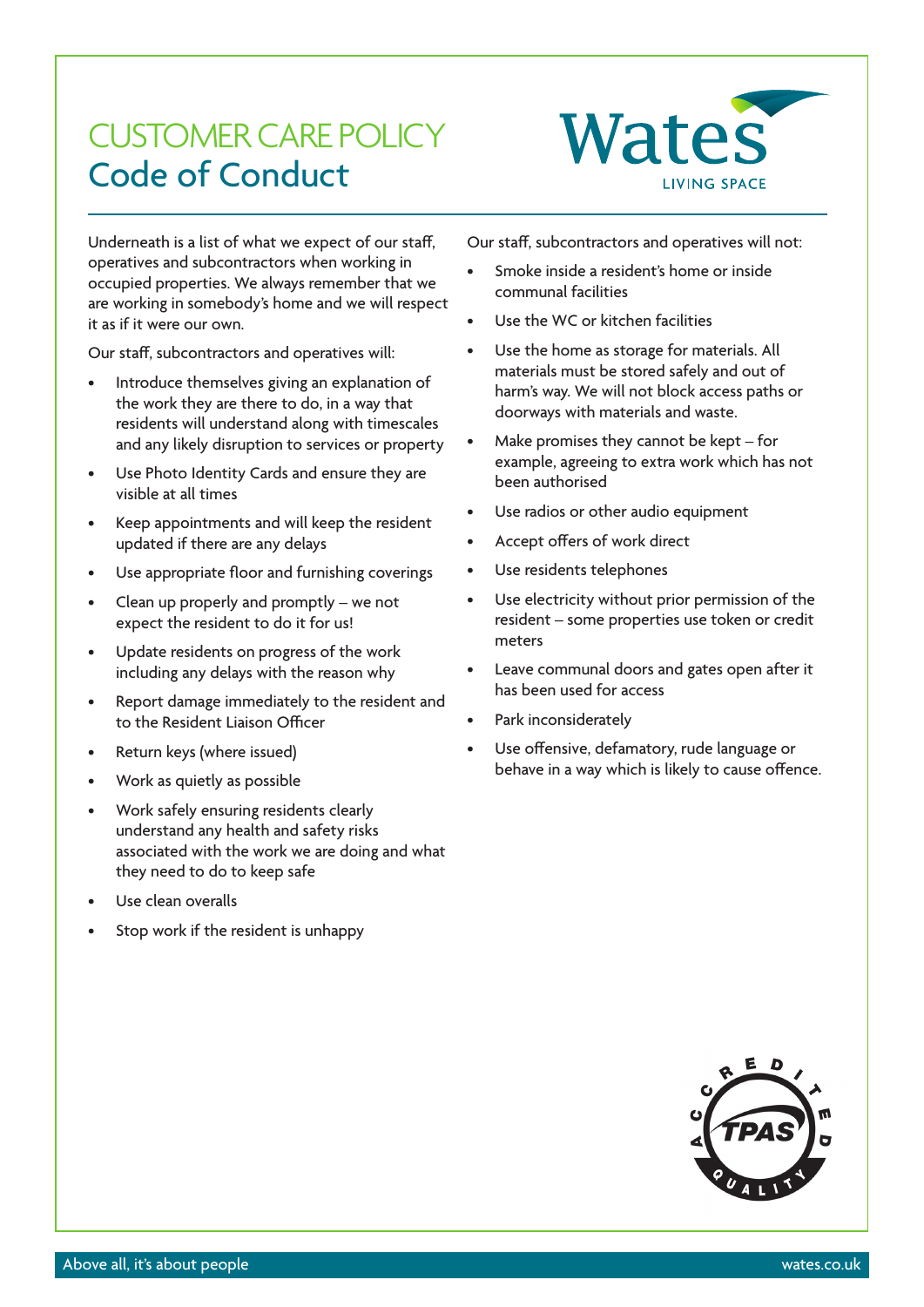# CUSTOMER CARE POLICY
## Code of Conduct

Underneath is a list of what we expect of our staff, operatives and subcontractors when working in occupied properties. We always remember that we are working in somebody's home and we will respect it as if it were our own.

Our staff, subcontractors and operatives will:

- Introduce themselves giving an explanation of the work they are there to do, in a way that residents will understand along with timescales and any likely disruption to services or property
- Use Photo Identity Cards and ensure they are visible at all times
- Keep appointments and will keep the resident updated if there are any delays
- Use appropriate floor and furnishing coverings
- Clean up properly and promptly – we not expect the resident to do it for us!
- Update residents on progress of the work including any delays with the reason why
- Report damage immediately to the resident and to the Resident Liaison Officer
- Return keys (where issued)
- Work as quietly as possible
- Work safely ensuring residents clearly understand any health and safety risks associated with the work we are doing and what they need to do to keep safe
- Use clean overalls
- Stop work if the resident is unhappy

Our staff, subcontractors and operatives will not:

- Smoke inside a resident's home or inside communal facilities
- Use the WC or kitchen facilities
- Use the home as storage for materials. All materials must be stored safely and out of harm's way. We will not block access paths or doorways with materials and waste.
- Make promises they cannot be kept – for example, agreeing to extra work which has not been authorised
- Use radios or other audio equipment
- Accept offers of work direct
- Use residents telephones
- Use electricity without prior permission of the resident – some properties use token or credit meters
- Leave communal doors and gates open after it has been used for access
- Park inconsiderately
- Use offensive, defamatory, rude language or behave in a way which is likely to cause offence.

Above all, it's about people

wates.co.uk